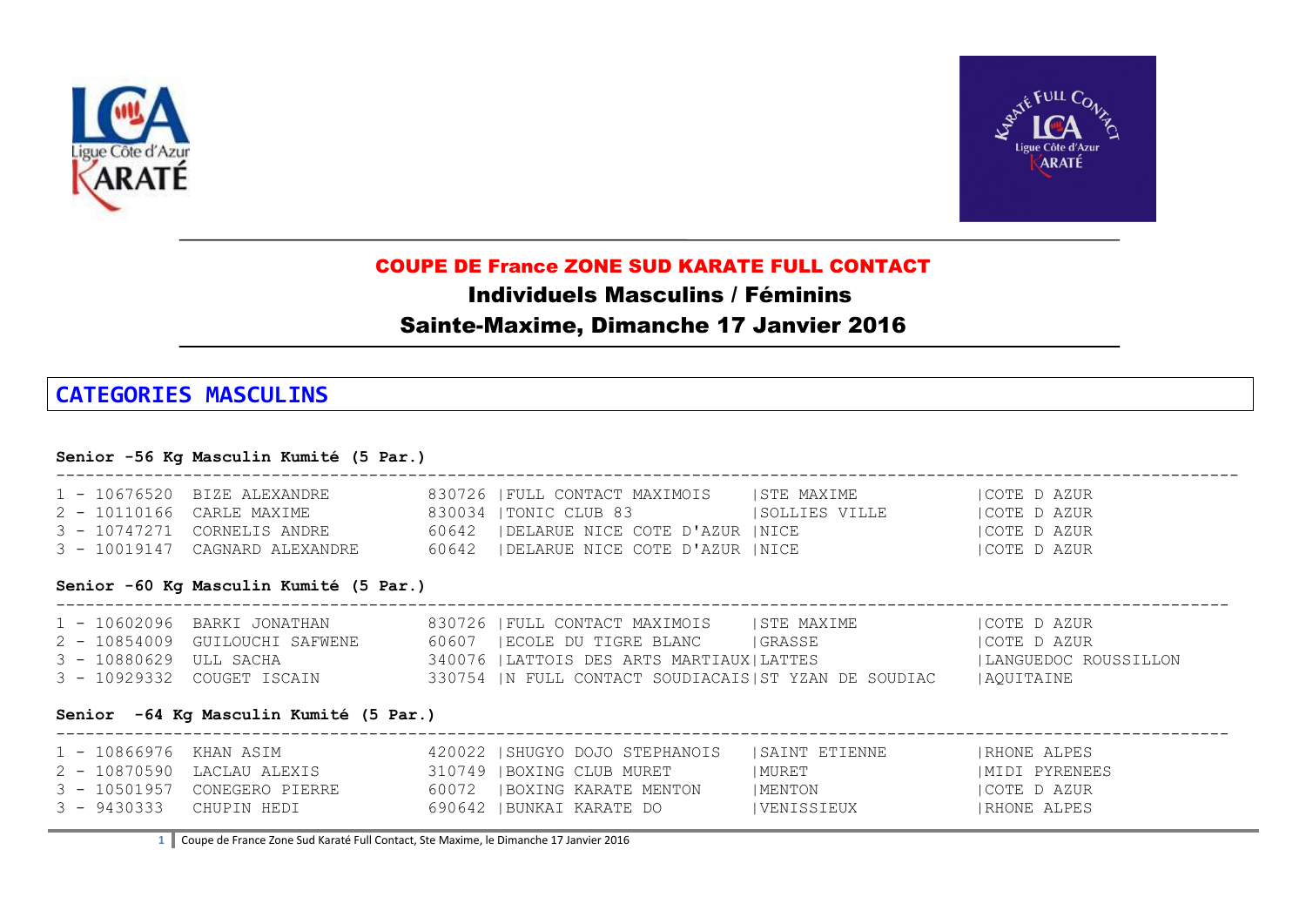# COUPE DE France ZONE SUD KARATE FULL CONTACT

## Individuels Masculins / Féminins

## Sainte-Maxime, Dimanche 17 Janvier 2016

## CATEGORIES MASCULINS

### Senior -56 Kg Masculin Kumité (5 Par.)

| Place | Licence | Nom | Code | Club | Ville | Ligue |
|---|---|---|---|---|---|---|
| 1 | 10676520 | BIZE ALEXANDRE | 830726 | FULL CONTACT MAXIMOIS | STE MAXIME | COTE D AZUR |
| 2 | 10110166 | CARLE MAXIME | 830034 | TONIC CLUB 83 | SOLLIES VILLE | COTE D AZUR |
| 3 | 10747271 | CORNELIS ANDRE | 60642 | DELARUE NICE COTE D'AZUR | NICE | COTE D AZUR |
| 3 | 10019147 | CAGNARD ALEXANDRE | 60642 | DELARUE NICE COTE D'AZUR | NICE | COTE D AZUR |

### Senior -60 Kg Masculin Kumité (5 Par.)

| Place | Licence | Nom | Code | Club | Ville | Ligue |
|---|---|---|---|---|---|---|
| 1 | 10602096 | BARKI JONATHAN | 830726 | FULL CONTACT MAXIMOIS | STE MAXIME | COTE D AZUR |
| 2 | 10854009 | GUILOUCHI SAFWENE | 60607 | ECOLE DU TIGRE BLANC | GRASSE | COTE D AZUR |
| 3 | 10880629 | ULL SACHA | 340076 | LATTOIS DES ARTS MARTIAUX | LATTES | LANGUEDOC ROUSSILLON |
| 3 | 10929332 | COUGET ISCAIN | 330754 | N FULL CONTACT SOUDIACAIS | ST YZAN DE SOUDIAC | AQUITAINE |

### Senior -64 Kg Masculin Kumité (5 Par.)

| Place | Licence | Nom | Code | Club | Ville | Ligue |
|---|---|---|---|---|---|---|
| 1 | 10866976 | KHAN ASIM | 420022 | SHUGYO DOJO STEPHANOIS | SAINT ETIENNE | RHONE ALPES |
| 2 | 10870590 | LACLAU ALEXIS | 310749 | BOXING CLUB MURET | MURET | MIDI PYRENEES |
| 3 | 10501957 | CONEGERO PIERRE | 60072 | BOXING KARATE MENTON | MENTON | COTE D AZUR |
| 3 | 9430333 | CHUPIN HEDI | 690642 | BUNKAI KARATE DO | VENISSIEUX | RHONE ALPES |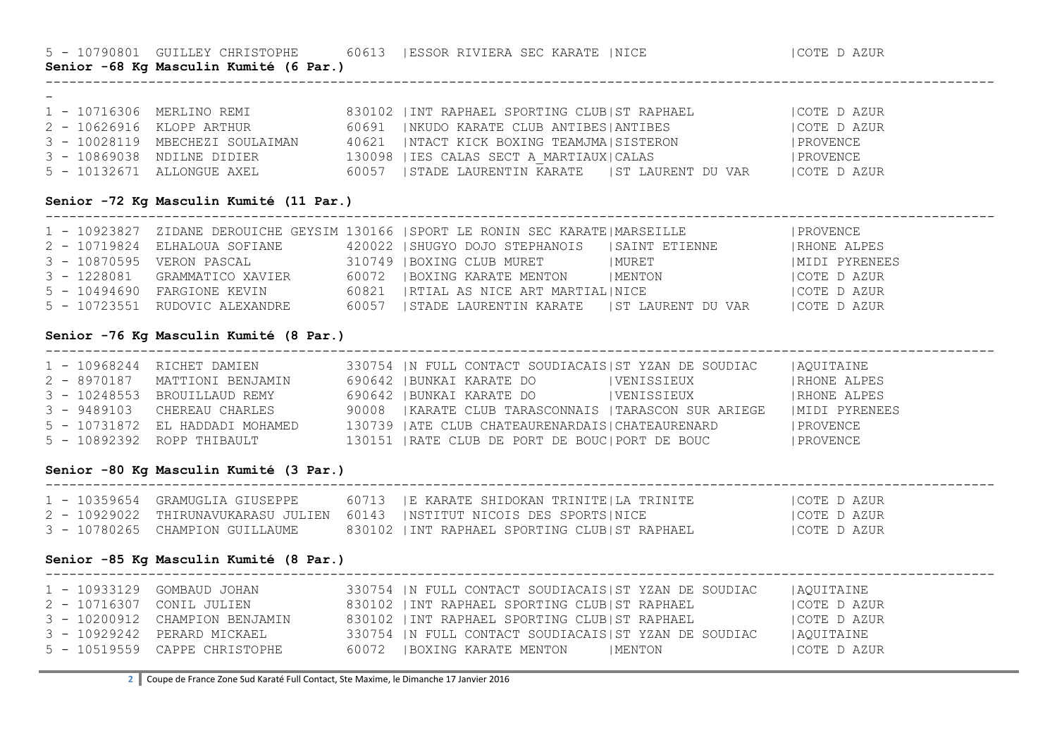5 - 10790801 GUILLEY CHRISTOPHE 60613 |ESSOR RIVIERA SEC KARATE |NICE |COTE D AZUR

**Senior -68 Kg Masculin Kumité (6 Par.)**

| Rang | Licence | Nom | Code | Club | Ville | Ligue |
|---|---|---|---|---|---|---|
| 1 | 10716306 | MERLINO REMI | 830102 | INT RAPHAEL SPORTING CLUB | ST RAPHAEL | COTE D AZUR |
| 2 | 10626916 | KLOPP ARTHUR | 60691 | NKUDO KARATE CLUB ANTIBES | ANTIBES | COTE D AZUR |
| 3 | 10028119 | MBECHEZI SOULAIMAN | 40621 | NTACT KICK BOXING TEAMJMA | SISTERON | PROVENCE |
| 3 | 10869038 | NDILNE DIDIER | 130098 | IES CALAS SECT A_MARTIAUX | CALAS | PROVENCE |
| 5 | 10132671 | ALLONGUE AXEL | 60057 | STADE LAURENTIN KARATE | ST LAURENT DU VAR | COTE D AZUR |

**Senior -72 Kg Masculin Kumité (11 Par.)**

| Rang | Licence | Nom | Code | Club | Ville | Ligue |
|---|---|---|---|---|---|---|
| 1 | 10923827 | ZIDANE DEROUICHE GEYSIM | 130166 | SPORT LE RONIN SEC KARATE | MARSEILLE | PROVENCE |
| 2 | 10719824 | ELHALOUA SOFIANE | 420022 | SHUGYO DOJO STEPHANOIS | SAINT ETIENNE | RHONE ALPES |
| 3 | 10870595 | VERON PASCAL | 310749 | BOXING CLUB MURET | MURET | MIDI PYRENEES |
| 3 | 1228081 | GRAMMATICO XAVIER | 60072 | BOXING KARATE MENTON | MENTON | COTE D AZUR |
| 5 | 10494690 | FARGIONE KEVIN | 60821 | RTIAL AS NICE ART MARTIAL | NICE | COTE D AZUR |
| 5 | 10723551 | RUDOVIC ALEXANDRE | 60057 | STADE LAURENTIN KARATE | ST LAURENT DU VAR | COTE D AZUR |

**Senior -76 Kg Masculin Kumité (8 Par.)**

| Rang | Licence | Nom | Code | Club | Ville | Ligue |
|---|---|---|---|---|---|---|
| 1 | 10968244 | RICHET DAMIEN | 330754 | N FULL CONTACT SOUDIACAIS | ST YZAN DE SOUDIAC | AQUITAINE |
| 2 | 8970187 | MATTIONI BENJAMIN | 690642 | BUNKAI KARATE DO | VENISSIEUX | RHONE ALPES |
| 3 | 10248553 | BROUILLAUD REMY | 690642 | BUNKAI KARATE DO | VENISSIEUX | RHONE ALPES |
| 3 | 9489103 | CHEREAU CHARLES | 90008 | KARATE CLUB TARASCONNAIS | TARASCON SUR ARIEGE | MIDI PYRENEES |
| 5 | 10731872 | EL HADDADI MOHAMED | 130739 | ATE CLUB CHATEAURENARDAIS | CHATEAURENARD | PROVENCE |
| 5 | 10892392 | ROPP THIBAULT | 130151 | RATE CLUB DE PORT DE BOUC | PORT DE BOUC | PROVENCE |

**Senior -80 Kg Masculin Kumité (3 Par.)**

| Rang | Licence | Nom | Code | Club | Ville | Ligue |
|---|---|---|---|---|---|---|
| 1 | 10359654 | GRAMUGLIA GIUSEPPE | 60713 | E KARATE SHIDOKAN TRINITE | LA TRINITE | COTE D AZUR |
| 2 | 10929022 | THIRUNAVUKARASU JULIEN | 60143 | NSTITUT NICOIS DES SPORTS | NICE | COTE D AZUR |
| 3 | 10780265 | CHAMPION GUILLAUME | 830102 | INT RAPHAEL SPORTING CLUB | ST RAPHAEL | COTE D AZUR |

**Senior -85 Kg Masculin Kumité (8 Par.)**

| Rang | Licence | Nom | Code | Club | Ville | Ligue |
|---|---|---|---|---|---|---|
| 1 | 10933129 | GOMBAUD JOHAN | 330754 | N FULL CONTACT SOUDIACAIS | ST YZAN DE SOUDIAC | AQUITAINE |
| 2 | 10716307 | CONIL JULIEN | 830102 | INT RAPHAEL SPORTING CLUB | ST RAPHAEL | COTE D AZUR |
| 3 | 10200912 | CHAMPION BENJAMIN | 830102 | INT RAPHAEL SPORTING CLUB | ST RAPHAEL | COTE D AZUR |
| 3 | 10929242 | PERARD MICKAEL | 330754 | N FULL CONTACT SOUDIACAIS | ST YZAN DE SOUDIAC | AQUITAINE |
| 5 | 10519559 | CAPPE CHRISTOPHE | 60072 | BOXING KARATE MENTON | MENTON | COTE D AZUR |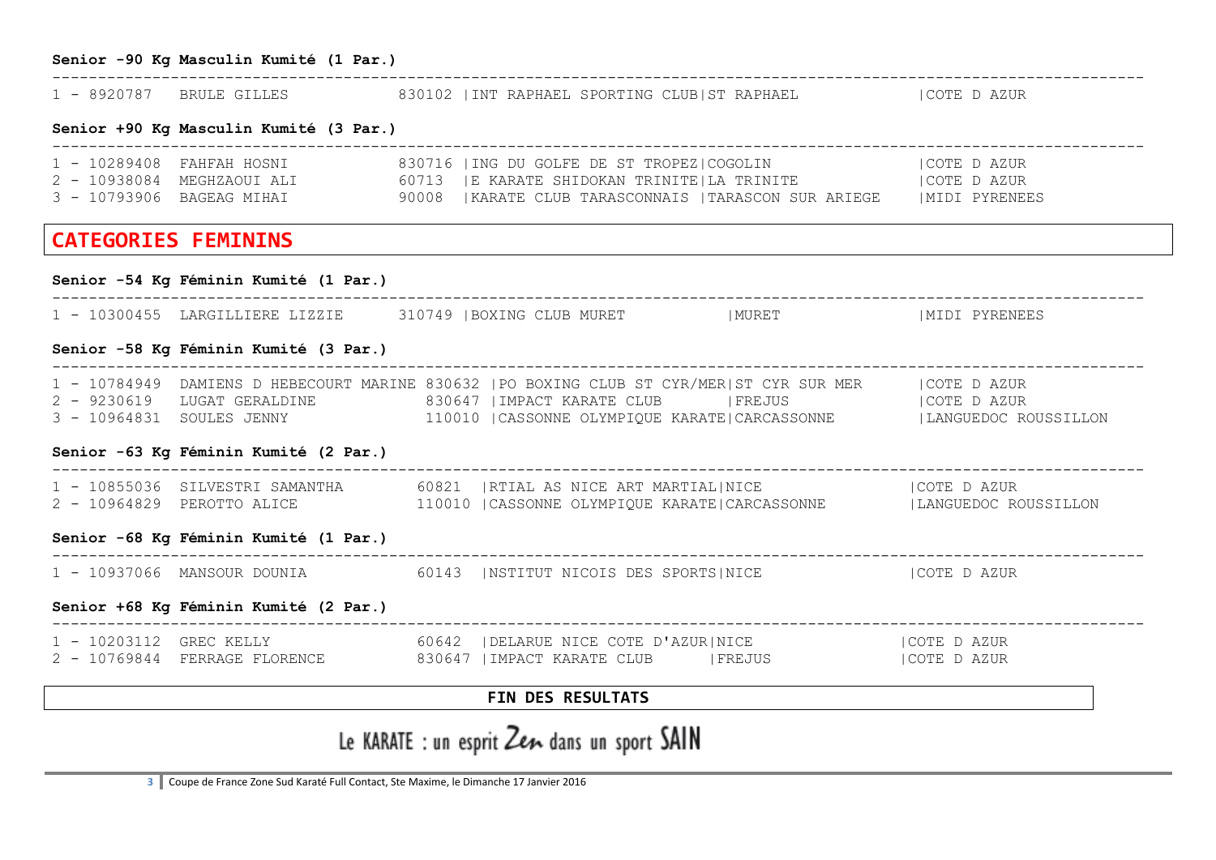**Senior -90 Kg Masculin Kumité (1 Par.)**

| | | | | | |
|---|---|---|---|---|---|
| 1 - 8920787 | BRULE GILLES | 830102 | INT RAPHAEL SPORTING CLUB | ST RAPHAEL | COTE D AZUR |

**Senior +90 Kg Masculin Kumité (3 Par.)**

| | | | | | |
|---|---|---|---|---|---|
| 1 - 10289408 | FAHFAH HOSNI | 830716 | ING DU GOLFE DE ST TROPEZ | COGOLIN | COTE D AZUR |
| 2 - 10938084 | MEGHZAOUI ALI | 60713 | E KARATE SHIDOKAN TRINITE | LA TRINITE | COTE D AZUR |
| 3 - 10793906 | BAGEAG MIHAI | 90008 | KARATE CLUB TARASCONNAIS | TARASCON SUR ARIEGE | MIDI PYRENEES |

## CATEGORIES FEMININS

**Senior -54 Kg Féminin Kumité (1 Par.)**

| | | | | | |
|---|---|---|---|---|---|
| 1 - 10300455 | LARGILLIERE LIZZIE | 310749 | BOXING CLUB MURET | MURET | MIDI PYRENEES |

**Senior -58 Kg Féminin Kumité (3 Par.)**

| | | | | | |
|---|---|---|---|---|---|
| 1 - 10784949 | DAMIENS D HEBECOURT MARINE | 830632 | PO BOXING CLUB ST CYR/MER | ST CYR SUR MER | COTE D AZUR |
| 2 - 9230619 | LUGAT GERALDINE | 830647 | IMPACT KARATE CLUB | FREJUS | COTE D AZUR |
| 3 - 10964831 | SOULES JENNY | 110010 | CASSONNE OLYMPIQUE KARATE | CARCASSONNE | LANGUEDOC ROUSSILLON |

**Senior -63 Kg Féminin Kumité (2 Par.)**

| | | | | | |
|---|---|---|---|---|---|
| 1 - 10855036 | SILVESTRI SAMANTHA | 60821 | RTIAL AS NICE ART MARTIAL | NICE | COTE D AZUR |
| 2 - 10964829 | PEROTTO ALICE | 110010 | CASSONNE OLYMPIQUE KARATE | CARCASSONNE | LANGUEDOC ROUSSILLON |

**Senior -68 Kg Féminin Kumité (1 Par.)**

| | | | | | |
|---|---|---|---|---|---|
| 1 - 10937066 | MANSOUR DOUNIA | 60143 | NSTITUT NICOIS DES SPORTS | NICE | COTE D AZUR |

**Senior +68 Kg Féminin Kumité (2 Par.)**

| | | | | | |
|---|---|---|---|---|---|
| 1 - 10203112 | GREC KELLY | 60642 | DELARUE NICE COTE D'AZUR | NICE | COTE D AZUR |
| 2 - 10769844 | FERRAGE FLORENCE | 830647 | IMPACT KARATE CLUB | FREJUS | COTE D AZUR |

**FIN DES RESULTATS**

Le KARATE : un esprit Zen dans un sport SAIN